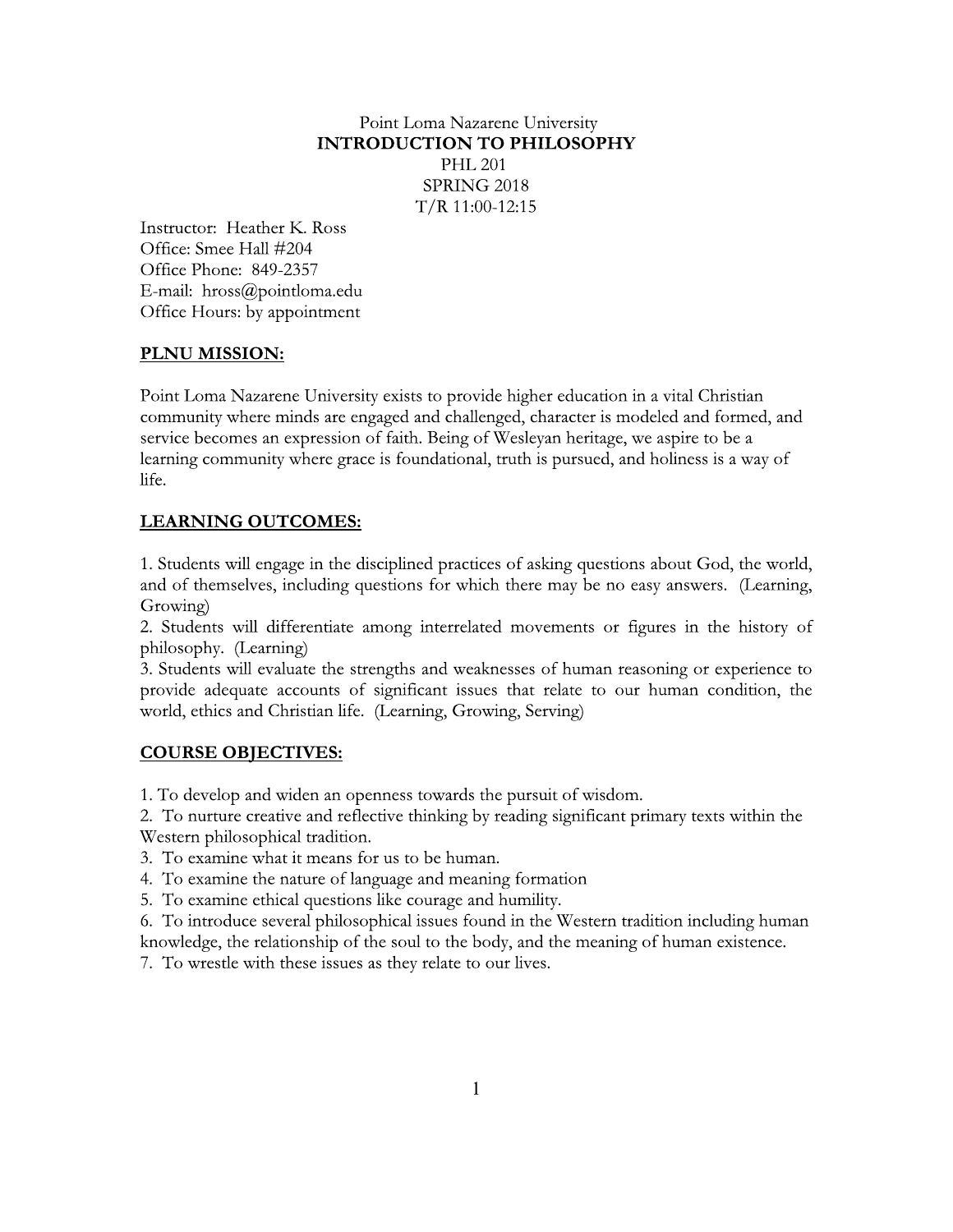Point Loma Nazarene University

# INTRODUCTION TO PHILOSOPHY

PHL 201
SPRING 2018
T/R 11:00-12:15

Instructor: Heather K. Ross
Office: Smee Hall #204
Office Phone: 849-2357
E-mail: hross@pointloma.edu
Office Hours: by appointment

## PLNU MISSION:

Point Loma Nazarene University exists to provide higher education in a vital Christian community where minds are engaged and challenged, character is modeled and formed, and service becomes an expression of faith. Being of Wesleyan heritage, we aspire to be a learning community where grace is foundational, truth is pursued, and holiness is a way of life.

## LEARNING OUTCOMES:

1. Students will engage in the disciplined practices of asking questions about God, the world, and of themselves, including questions for which there may be no easy answers. (Learning, Growing)
2. Students will differentiate among interrelated movements or figures in the history of philosophy. (Learning)
3. Students will evaluate the strengths and weaknesses of human reasoning or experience to provide adequate accounts of significant issues that relate to our human condition, the world, ethics and Christian life. (Learning, Growing, Serving)

## COURSE OBJECTIVES:

1. To develop and widen an openness towards the pursuit of wisdom.
2. To nurture creative and reflective thinking by reading significant primary texts within the Western philosophical tradition.
3. To examine what it means for us to be human.
4. To examine the nature of language and meaning formation
5. To examine ethical questions like courage and humility.
6. To introduce several philosophical issues found in the Western tradition including human knowledge, the relationship of the soul to the body, and the meaning of human existence.
7. To wrestle with these issues as they relate to our lives.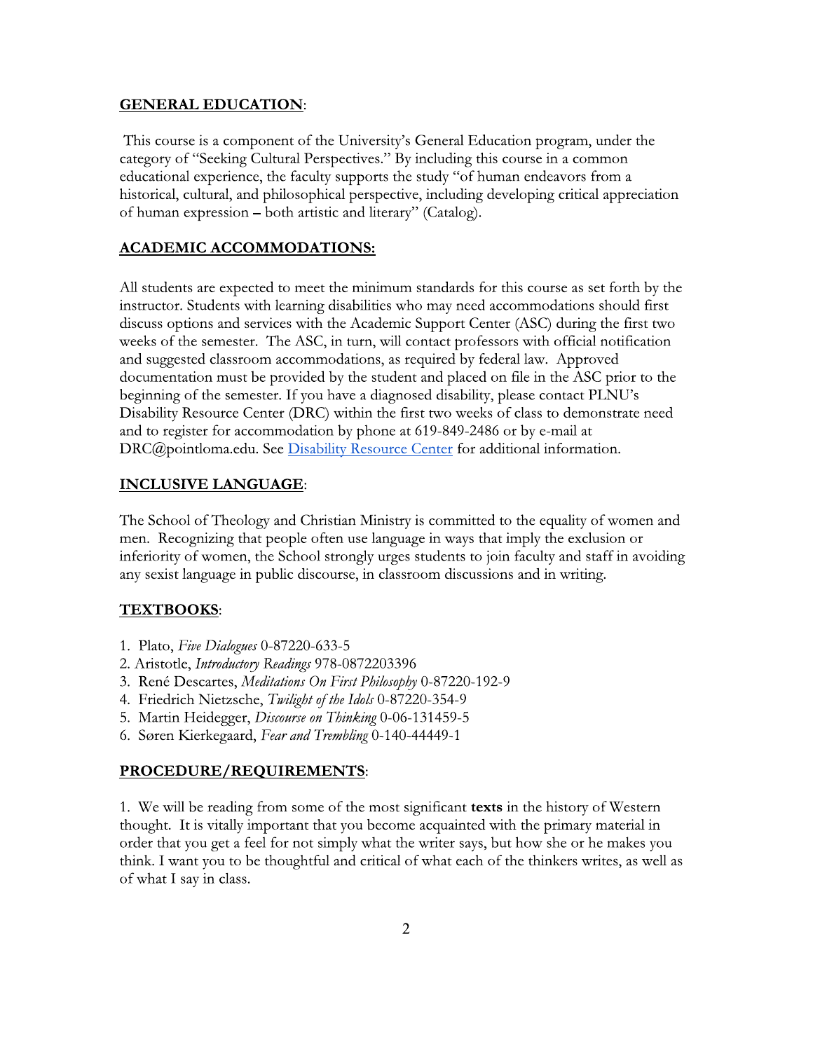## GENERAL EDUCATION:

This course is a component of the University's General Education program, under the category of "Seeking Cultural Perspectives." By including this course in a common educational experience, the faculty supports the study "of human endeavors from a historical, cultural, and philosophical perspective, including developing critical appreciation of human expression – both artistic and literary" (Catalog).

## ACADEMIC ACCOMMODATIONS:

All students are expected to meet the minimum standards for this course as set forth by the instructor. Students with learning disabilities who may need accommodations should first discuss options and services with the Academic Support Center (ASC) during the first two weeks of the semester. The ASC, in turn, will contact professors with official notification and suggested classroom accommodations, as required by federal law. Approved documentation must be provided by the student and placed on file in the ASC prior to the beginning of the semester. If you have a diagnosed disability, please contact PLNU's Disability Resource Center (DRC) within the first two weeks of class to demonstrate need and to register for accommodation by phone at 619-849-2486 or by e-mail at DRC@pointloma.edu. See Disability Resource Center for additional information.

## INCLUSIVE LANGUAGE:

The School of Theology and Christian Ministry is committed to the equality of women and men. Recognizing that people often use language in ways that imply the exclusion or inferiority of women, the School strongly urges students to join faculty and staff in avoiding any sexist language in public discourse, in classroom discussions and in writing.

## TEXTBOOKS:

1. Plato, *Five Dialogues* 0-87220-633-5
2. Aristotle, *Introductory Readings* 978-0872203396
3. René Descartes, *Meditations On First Philosophy* 0-87220-192-9
4. Friedrich Nietzsche, *Twilight of the Idols* 0-87220-354-9
5. Martin Heidegger, *Discourse on Thinking* 0-06-131459-5
6. Søren Kierkegaard, *Fear and Trembling* 0-140-44449-1

## PROCEDURE/REQUIREMENTS:

1. We will be reading from some of the most significant **texts** in the history of Western thought. It is vitally important that you become acquainted with the primary material in order that you get a feel for not simply what the writer says, but how she or he makes you think. I want you to be thoughtful and critical of what each of the thinkers writes, as well as of what I say in class.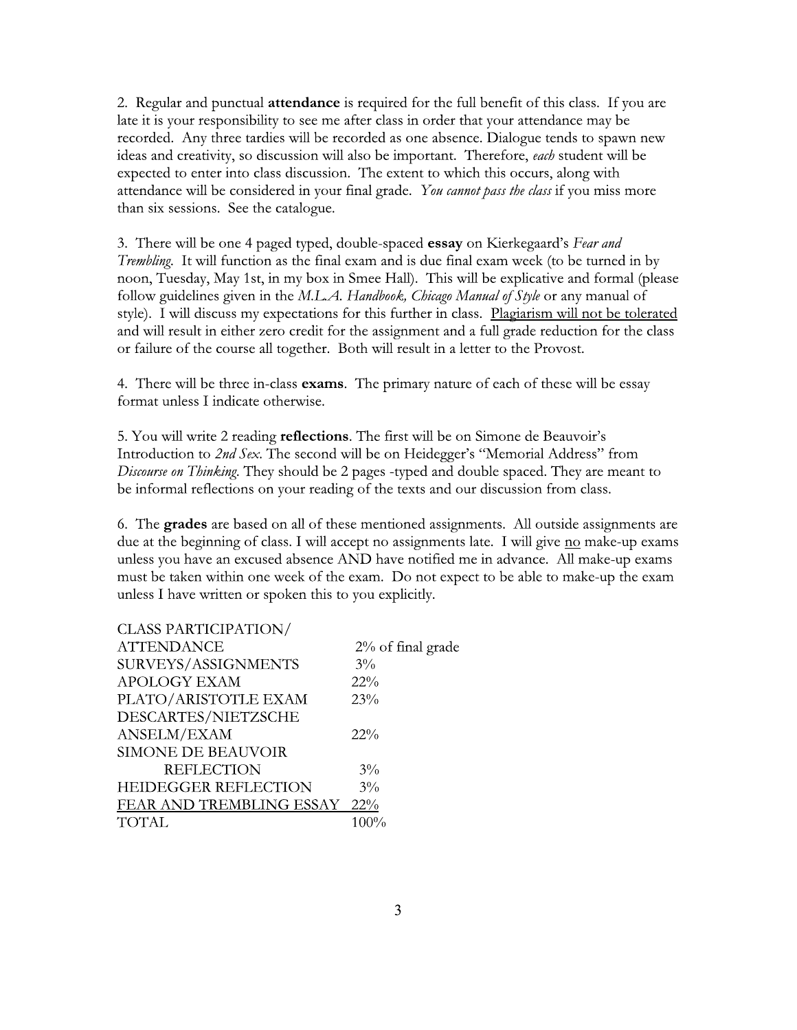2. Regular and punctual **attendance** is required for the full benefit of this class. If you are late it is your responsibility to see me after class in order that your attendance may be recorded. Any three tardies will be recorded as one absence. Dialogue tends to spawn new ideas and creativity, so discussion will also be important. Therefore, *each* student will be expected to enter into class discussion. The extent to which this occurs, along with attendance will be considered in your final grade. *You cannot pass the class* if you miss more than six sessions. See the catalogue.

3. There will be one 4 paged typed, double-spaced **essay** on Kierkegaard's *Fear and Trembling*. It will function as the final exam and is due final exam week (to be turned in by noon, Tuesday, May 1st, in my box in Smee Hall). This will be explicative and formal (please follow guidelines given in the *M.L.A. Handbook, Chicago Manual of Style* or any manual of style). I will discuss my expectations for this further in class. <u>Plagiarism will not be tolerated</u> and will result in either zero credit for the assignment and a full grade reduction for the class or failure of the course all together. Both will result in a letter to the Provost.

4. There will be three in-class **exams**. The primary nature of each of these will be essay format unless I indicate otherwise.

5. You will write 2 reading **reflections**. The first will be on Simone de Beauvoir's Introduction to *2nd Sex*. The second will be on Heidegger's "Memorial Address" from *Discourse on Thinking*. They should be 2 pages -typed and double spaced. They are meant to be informal reflections on your reading of the texts and our discussion from class.

6. The **grades** are based on all of these mentioned assignments. All outside assignments are due at the beginning of class. I will accept no assignments late. I will give <u>no</u> make-up exams unless you have an excused absence AND have notified me in advance. All make-up exams must be taken within one week of the exam. Do not expect to be able to make-up the exam unless I have written or spoken this to you explicitly.

| | |
|---|---|
| CLASS PARTICIPATION/ ATTENDANCE | 2% of final grade |
| SURVEYS/ASSIGNMENTS | 3% |
| APOLOGY EXAM | 22% |
| PLATO/ARISTOTLE EXAM | 23% |
| DESCARTES/NIETZSCHE ANSELM/EXAM | 22% |
| SIMONE DE BEAUVOIR REFLECTION | 3% |
| HEIDEGGER REFLECTION | 3% |
| FEAR AND TREMBLING ESSAY | 22% |
| TOTAL | 100% |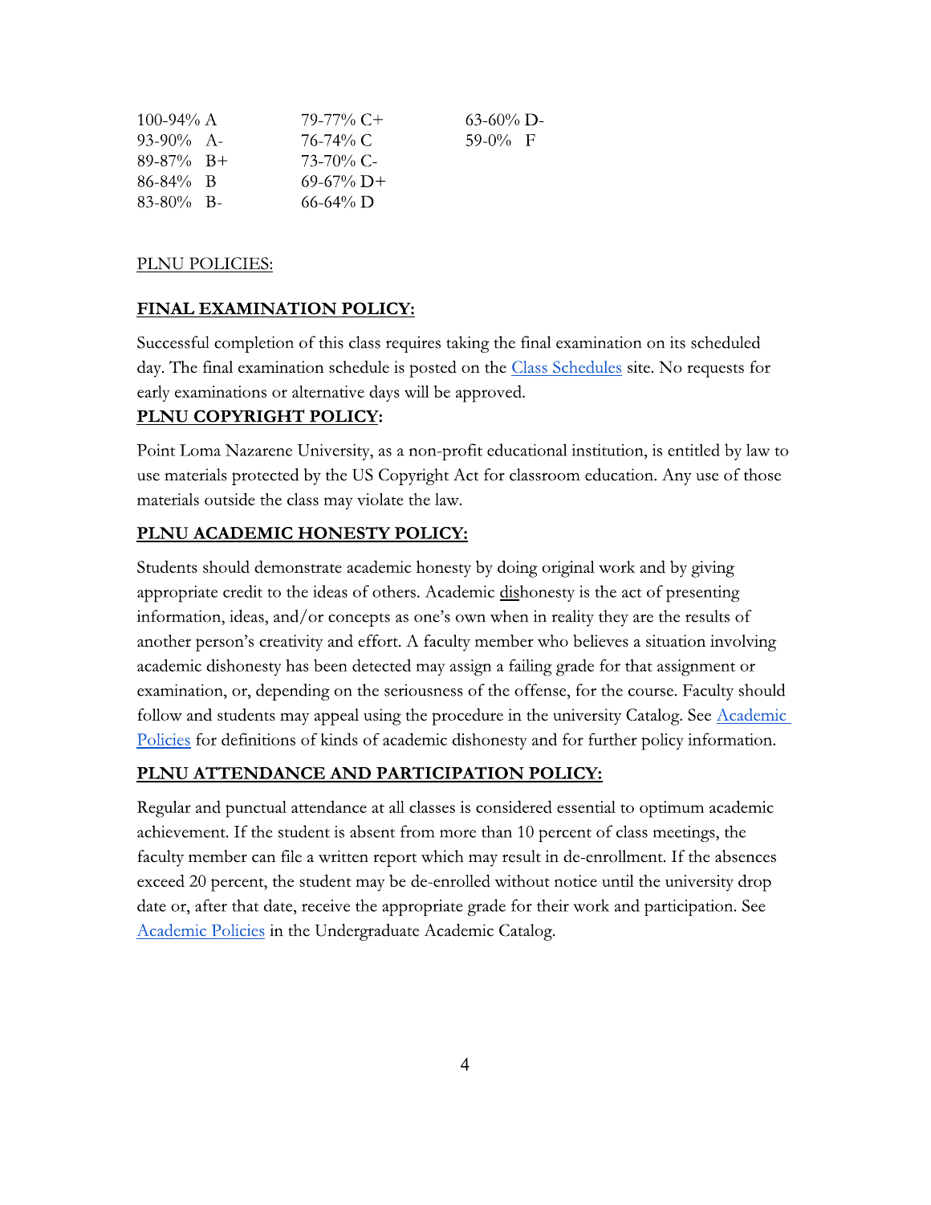| | | |
|---|---|---|
| 100-94% A | 79-77% C+ | 63-60% D- |
| 93-90% A- | 76-74% C | 59-0% F |
| 89-87% B+ | 73-70% C- | |
| 86-84% B | 69-67% D+ | |
| 83-80% B- | 66-64% D | |

PLNU POLICIES:

**FINAL EXAMINATION POLICY:**

Successful completion of this class requires taking the final examination on its scheduled day. The final examination schedule is posted on the Class Schedules site. No requests for early examinations or alternative days will be approved.

**PLNU COPYRIGHT POLICY:**

Point Loma Nazarene University, as a non-profit educational institution, is entitled by law to use materials protected by the US Copyright Act for classroom education. Any use of those materials outside the class may violate the law.

**PLNU ACADEMIC HONESTY POLICY:**

Students should demonstrate academic honesty by doing original work and by giving appropriate credit to the ideas of others. Academic dishonesty is the act of presenting information, ideas, and/or concepts as one's own when in reality they are the results of another person's creativity and effort. A faculty member who believes a situation involving academic dishonesty has been detected may assign a failing grade for that assignment or examination, or, depending on the seriousness of the offense, for the course. Faculty should follow and students may appeal using the procedure in the university Catalog. See Academic Policies for definitions of kinds of academic dishonesty and for further policy information.

**PLNU ATTENDANCE AND PARTICIPATION POLICY:**

Regular and punctual attendance at all classes is considered essential to optimum academic achievement. If the student is absent from more than 10 percent of class meetings, the faculty member can file a written report which may result in de-enrollment. If the absences exceed 20 percent, the student may be de-enrolled without notice until the university drop date or, after that date, receive the appropriate grade for their work and participation. See Academic Policies in the Undergraduate Academic Catalog.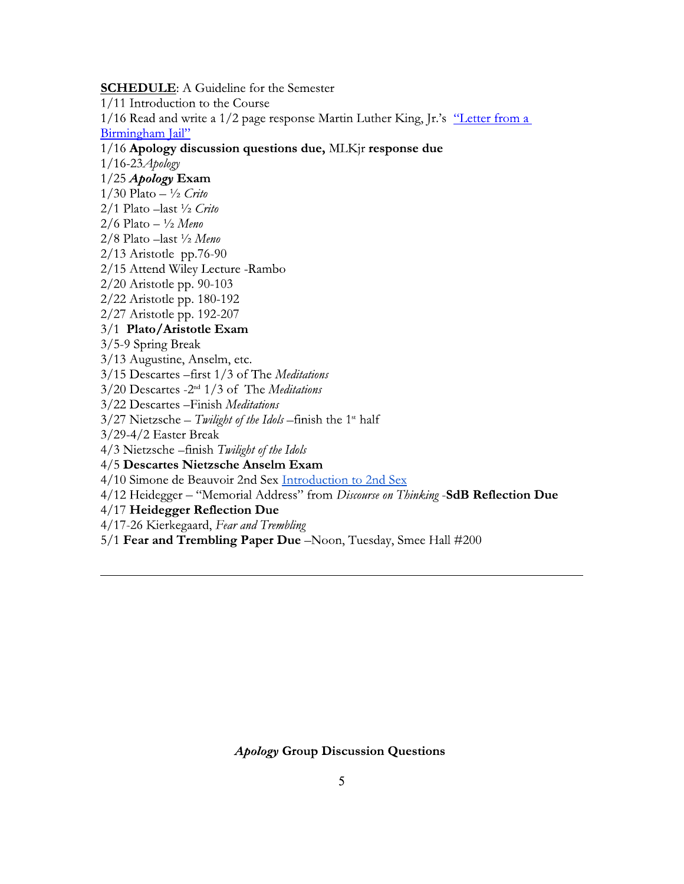**SCHEDULE**: A Guideline for the Semester

1/11 Introduction to the Course

1/16 Read and write a 1/2 page response Martin Luther King, Jr.'s "Letter from a Birmingham Jail"

1/16 **Apology discussion questions due,** MLKjr **response due**

1/16-23*Apology*

1/25 ***Apology* Exam**

1/30 Plato – ½ *Crito*

2/1 Plato –last ½ *Crito*

2/6 Plato – ½ *Meno*

2/8 Plato –last ½ *Meno*

2/13 Aristotle pp.76-90

2/15 Attend Wiley Lecture -Rambo

2/20 Aristotle pp. 90-103

2/22 Aristotle pp. 180-192

2/27 Aristotle pp. 192-207

3/1 **Plato/Aristotle Exam**

3/5-9 Spring Break

3/13 Augustine, Anselm, etc.

3/15 Descartes –first 1/3 of The *Meditations*

3/20 Descartes -2nd 1/3 of The *Meditations*

3/22 Descartes –Finish *Meditations*

3/27 Nietzsche – *Twilight of the Idols* –finish the 1st half

3/29-4/2 Easter Break

4/3 Nietzsche –finish *Twilight of the Idols*

4/5 **Descartes Nietzsche Anselm Exam**

4/10 Simone de Beauvoir 2nd Sex Introduction to 2nd Sex

4/12 Heidegger – "Memorial Address" from *Discourse on Thinking* -**SdB Reflection Due**

4/17 **Heidegger Reflection Due**

4/17-26 Kierkegaard, *Fear and Trembling*

5/1 **Fear and Trembling Paper Due** –Noon, Tuesday, Smee Hall #200

---

***Apology* Group Discussion Questions**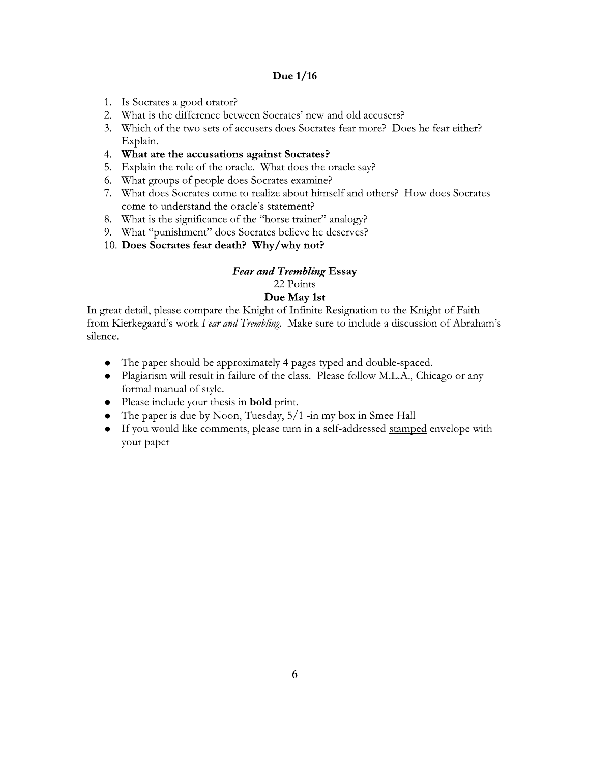**Due 1/16**

1. Is Socrates a good orator?
2. What is the difference between Socrates' new and old accusers?
3. Which of the two sets of accusers does Socrates fear more? Does he fear either? Explain.
4. **What are the accusations against Socrates?**
5. Explain the role of the oracle. What does the oracle say?
6. What groups of people does Socrates examine?
7. What does Socrates come to realize about himself and others? How does Socrates come to understand the oracle's statement?
8. What is the significance of the "horse trainer" analogy?
9. What "punishment" does Socrates believe he deserves?
10. **Does Socrates fear death? Why/why not?**

***Fear and Trembling* Essay**

22 Points

**Due May 1st**

In great detail, please compare the Knight of Infinite Resignation to the Knight of Faith from Kierkegaard's work *Fear and Trembling*. Make sure to include a discussion of Abraham's silence.

- The paper should be approximately 4 pages typed and double-spaced.
- Plagiarism will result in failure of the class. Please follow M.L.A., Chicago or any formal manual of style.
- Please include your thesis in **bold** print.
- The paper is due by Noon, Tuesday, 5/1 -in my box in Smee Hall
- If you would like comments, please turn in a self-addressed <u>stamped</u> envelope with your paper